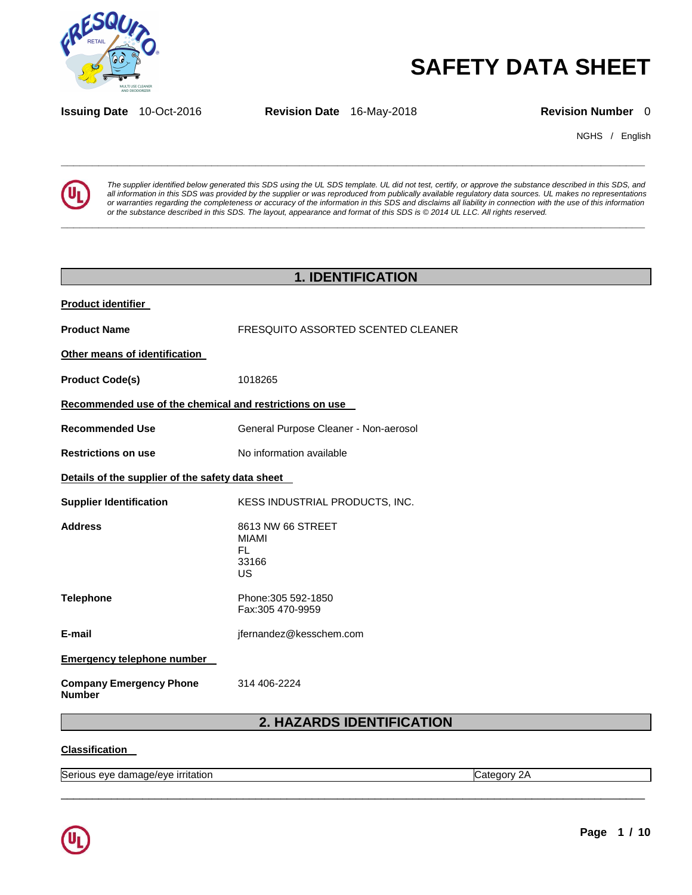# SAFETY DATA SHEET

**Issuing Date** 10-Oct-2016 **Revision Date** 16-May-2018 **Revision Number** 0

NGHS / English

*The supplier identified below generated this SDS using the UL SDS template. UL did not test, certify, or approve the substance described in this SDS, and all information in this SDS was provided by the supplier or was reproduced from publically available regulatory data sources. UL makes no representations or warranties regarding the completeness or accuracy of the information in this SDS and disclaims all liability in connection with the use of this information or the substance described in this SDS. The layout, appearance and format of this SDS is © 2014 UL LLC. All rights reserved.*

## 1. IDENTIFICATION

**Product identifier**

**Product Name** FRESQUITO ASSORTED SCENTED CLEANER

**Other means of identification**

**Product Code(s)** 1018265

**Recommended use of the chemical and restrictions on use**

**Recommended Use** General Purpose Cleaner - Non-aerosol

**Restrictions on use** No information available

**Details of the supplier of the safety data sheet**

**Supplier Identification** KESS INDUSTRIAL PRODUCTS, INC.

**Address** 8613 NW 66 STREET
MIAMI
FL
33166
US

**Telephone** Phone:305 592-1850
Fax:305 470-9959

**E-mail** jfernandez@kesschem.com

**Emergency telephone number**

**Company Emergency Phone Number** 314 406-2224

## 2. HAZARDS IDENTIFICATION

**Classification**

| Serious eye damage/eye irritation | Category 2A |
|---|---|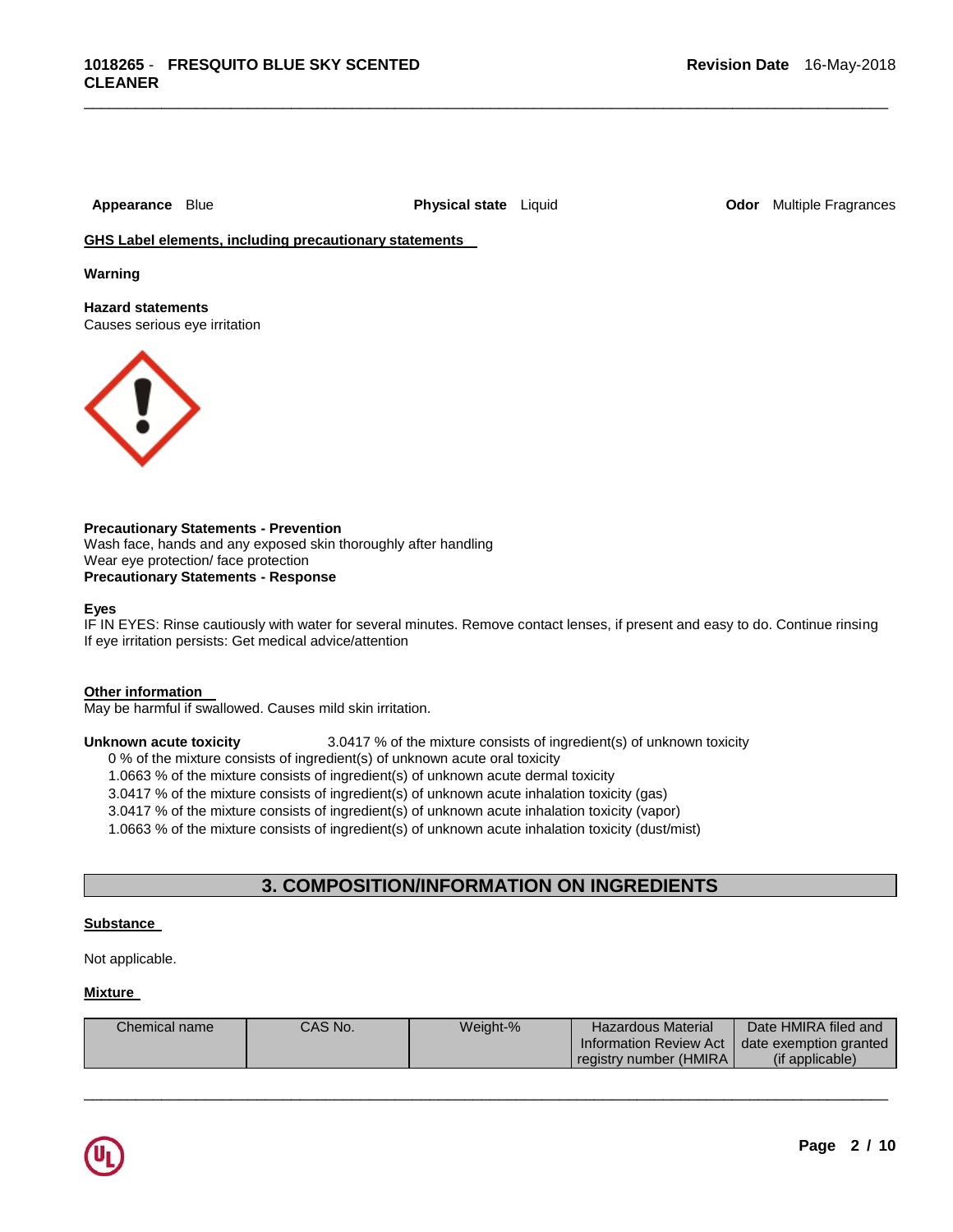**Appearance** Blue

**Physical state** Liquid

**Odor** Multiple Fragrances

**GHS Label elements, including precautionary statements**

**Warning**

**Hazard statements**
Causes serious eye irritation

**Precautionary Statements - Prevention**
Wash face, hands and any exposed skin thoroughly after handling
Wear eye protection/ face protection

**Precautionary Statements - Response**

**Eyes**
IF IN EYES: Rinse cautiously with water for several minutes. Remove contact lenses, if present and easy to do. Continue rinsing
If eye irritation persists: Get medical advice/attention

**Other information**
May be harmful if swallowed. Causes mild skin irritation.

**Unknown acute toxicity** 3.0417 % of the mixture consists of ingredient(s) of unknown toxicity
0 % of the mixture consists of ingredient(s) of unknown acute oral toxicity
1.0663 % of the mixture consists of ingredient(s) of unknown acute dermal toxicity
3.0417 % of the mixture consists of ingredient(s) of unknown acute inhalation toxicity (gas)
3.0417 % of the mixture consists of ingredient(s) of unknown acute inhalation toxicity (vapor)
1.0663 % of the mixture consists of ingredient(s) of unknown acute inhalation toxicity (dust/mist)

## 3. COMPOSITION/INFORMATION ON INGREDIENTS

**Substance**

Not applicable.

**Mixture**

| Chemical name | CAS No. | Weight-% | Hazardous Material Information Review Act registry number (HMIRA | Date HMIRA filed and date exemption granted (if applicable) |
|---|---|---|---|---|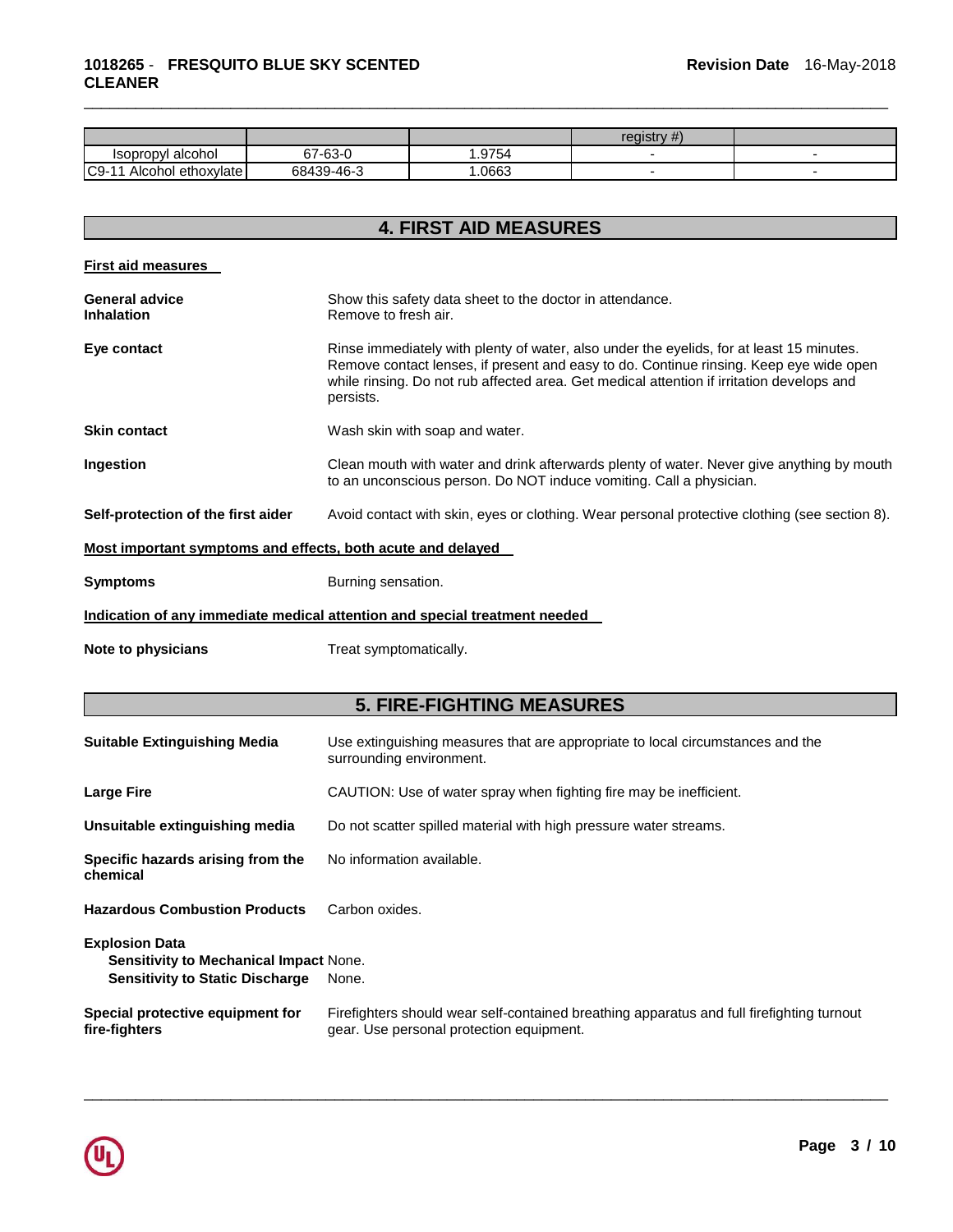| | | | registry #) | |
|---|---|---|---|---|
| Isopropyl alcohol | 67-63-0 | 1.9754 | - | - |
| C9-11 Alcohol ethoxylate | 68439-46-3 | 1.0663 | - | - |

## 4. FIRST AID MEASURES

**First aid measures**

**General advice** Show this safety data sheet to the doctor in attendance.

**Inhalation** Remove to fresh air.

**Eye contact** Rinse immediately with plenty of water, also under the eyelids, for at least 15 minutes. Remove contact lenses, if present and easy to do. Continue rinsing. Keep eye wide open while rinsing. Do not rub affected area. Get medical attention if irritation develops and persists.

**Skin contact** Wash skin with soap and water.

**Ingestion** Clean mouth with water and drink afterwards plenty of water. Never give anything by mouth to an unconscious person. Do NOT induce vomiting. Call a physician.

**Self-protection of the first aider** Avoid contact with skin, eyes or clothing. Wear personal protective clothing (see section 8).

**Most important symptoms and effects, both acute and delayed**

**Symptoms** Burning sensation.

**Indication of any immediate medical attention and special treatment needed**

**Note to physicians** Treat symptomatically.

## 5. FIRE-FIGHTING MEASURES

**Suitable Extinguishing Media** Use extinguishing measures that are appropriate to local circumstances and the surrounding environment.

**Large Fire** CAUTION: Use of water spray when fighting fire may be inefficient.

**Unsuitable extinguishing media** Do not scatter spilled material with high pressure water streams.

**Specific hazards arising from the chemical** No information available.

**Hazardous Combustion Products** Carbon oxides.

**Explosion Data**
**Sensitivity to Mechanical Impact** None.
**Sensitivity to Static Discharge** None.

**Special protective equipment for fire-fighters** Firefighters should wear self-contained breathing apparatus and full firefighting turnout gear. Use personal protection equipment.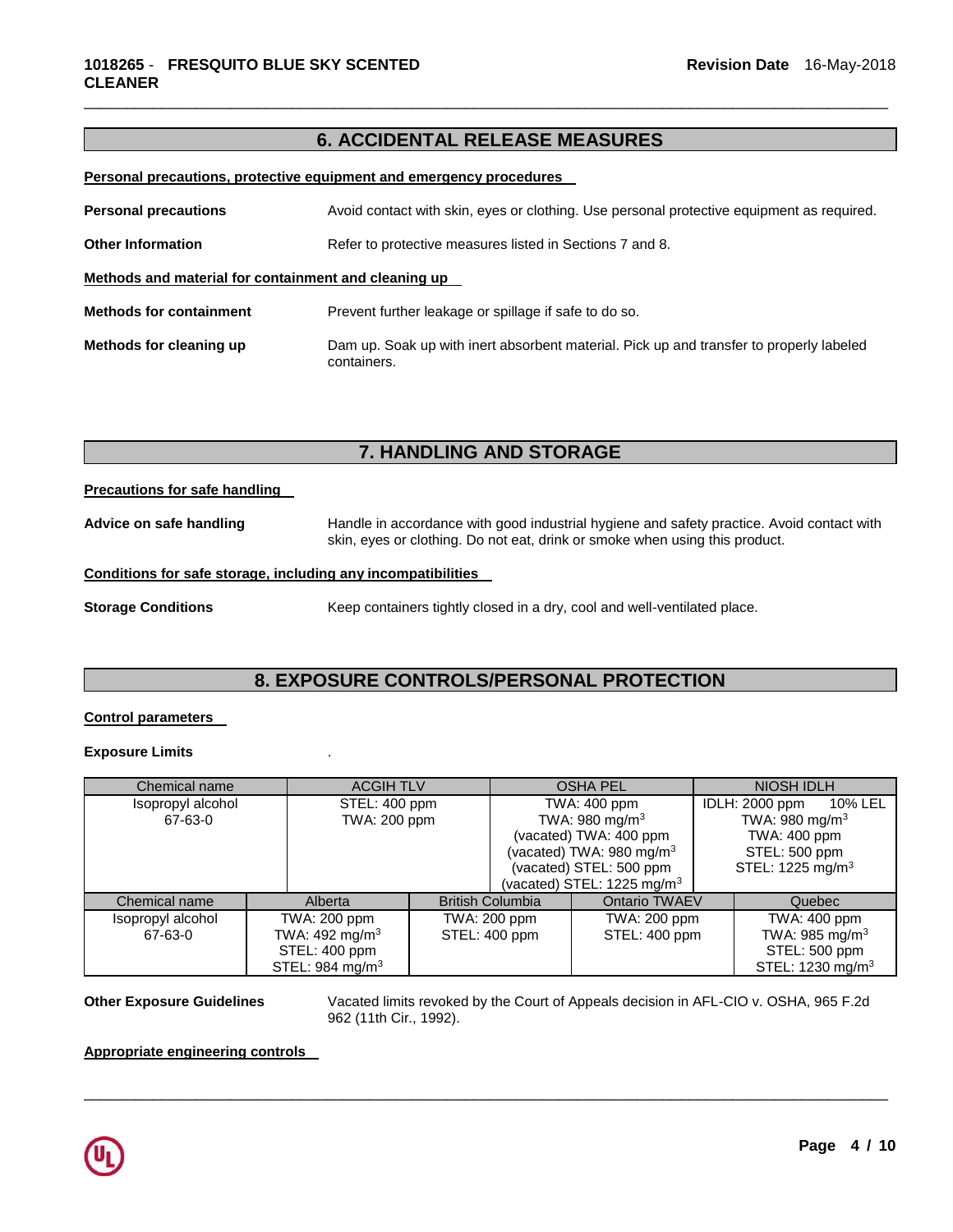## 6. ACCIDENTAL RELEASE MEASURES

**Personal precautions, protective equipment and emergency procedures**

**Personal precautions** Avoid contact with skin, eyes or clothing. Use personal protective equipment as required.

**Other Information** Refer to protective measures listed in Sections 7 and 8.

**Methods and material for containment and cleaning up**

**Methods for containment** Prevent further leakage or spillage if safe to do so.

**Methods for cleaning up** Dam up. Soak up with inert absorbent material. Pick up and transfer to properly labeled containers.

## 7. HANDLING AND STORAGE

**Precautions for safe handling**

**Advice on safe handling** Handle in accordance with good industrial hygiene and safety practice. Avoid contact with skin, eyes or clothing. Do not eat, drink or smoke when using this product.

**Conditions for safe storage, including any incompatibilities**

**Storage Conditions** Keep containers tightly closed in a dry, cool and well-ventilated place.

## 8. EXPOSURE CONTROLS/PERSONAL PROTECTION

**Control parameters**

**Exposure Limits** .

| Chemical name | ACGIH TLV | OSHA PEL | NIOSH IDLH |
|---|---|---|---|
| Isopropyl alcohol 67-63-0 | STEL: 400 ppm<br>TWA: 200 ppm | TWA: 400 ppm<br>TWA: 980 mg/m³<br>(vacated) TWA: 400 ppm<br>(vacated) TWA: 980 mg/m³<br>(vacated) STEL: 500 ppm<br>(vacated) STEL: 1225 mg/m³ | IDLH: 2000 ppm 10% LEL<br>TWA: 980 mg/m³<br>TWA: 400 ppm<br>STEL: 500 ppm<br>STEL: 1225 mg/m³ |

| Chemical name | Alberta | British Columbia | Ontario TWAEV | Quebec |
|---|---|---|---|---|
| Isopropyl alcohol 67-63-0 | TWA: 200 ppm<br>TWA: 492 mg/m³<br>STEL: 400 ppm<br>STEL: 984 mg/m³ | TWA: 200 ppm<br>STEL: 400 ppm | TWA: 200 ppm<br>STEL: 400 ppm | TWA: 400 ppm<br>TWA: 985 mg/m³<br>STEL: 500 ppm<br>STEL: 1230 mg/m³ |

**Other Exposure Guidelines** Vacated limits revoked by the Court of Appeals decision in AFL-CIO v. OSHA, 965 F.2d 962 (11th Cir., 1992).

**Appropriate engineering controls**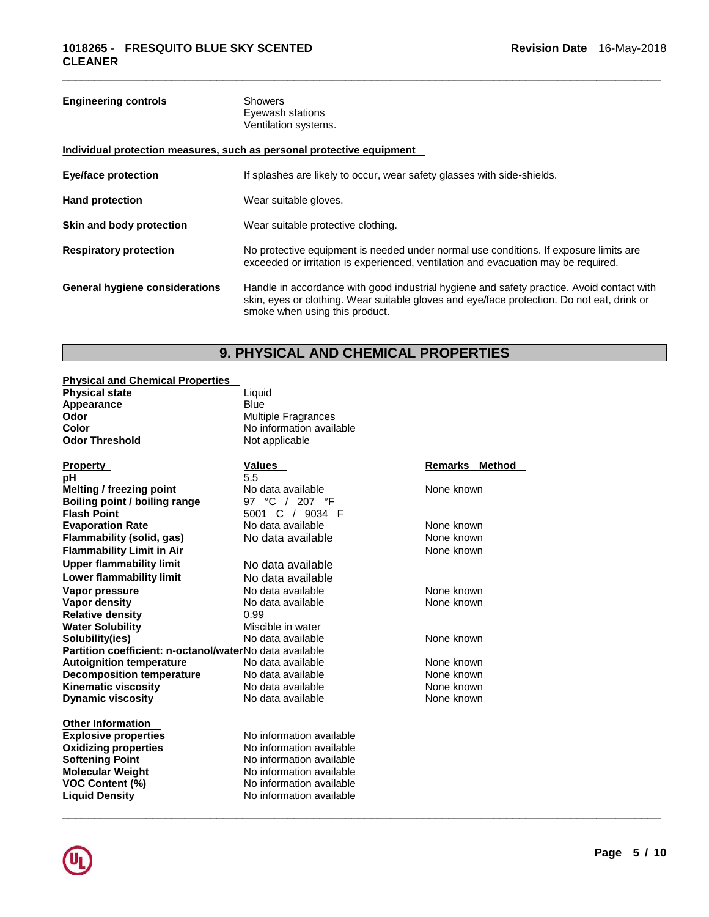| | |
|---|---|
| **Engineering controls** | Showers<br>Eyewash stations<br>Ventilation systems. |

**Individual protection measures, such as personal protective equipment**

| | |
|---|---|
| **Eye/face protection** | If splashes are likely to occur, wear safety glasses with side-shields. |
| **Hand protection** | Wear suitable gloves. |
| **Skin and body protection** | Wear suitable protective clothing. |
| **Respiratory protection** | No protective equipment is needed under normal use conditions. If exposure limits are exceeded or irritation is experienced, ventilation and evacuation may be required. |
| **General hygiene considerations** | Handle in accordance with good industrial hygiene and safety practice. Avoid contact with skin, eyes or clothing. Wear suitable gloves and eye/face protection. Do not eat, drink or smoke when using this product. |

## 9. PHYSICAL AND CHEMICAL PROPERTIES

**Physical and Chemical Properties**

| | |
|---|---|
| **Physical state** | Liquid |
| **Appearance** | Blue |
| **Odor** | Multiple Fragrances |
| **Color** | No information available |
| **Odor Threshold** | Not applicable |

| Property | Values | Remarks Method |
|---|---|---|
| **pH** | 5.5 | |
| **Melting / freezing point** | No data available | None known |
| **Boiling point / boiling range** | 97 °C / 207 °F | |
| **Flash Point** | 5001 C / 9034 F | |
| **Evaporation Rate** | No data available | None known |
| **Flammability (solid, gas)** | No data available | None known |
| **Flammability Limit in Air** | | None known |
| **Upper flammability limit** | No data available | |
| **Lower flammability limit** | No data available | |
| **Vapor pressure** | No data available | None known |
| **Vapor density** | No data available | None known |
| **Relative density** | 0.99 | |
| **Water Solubility** | Miscible in water | |
| **Solubility(ies)** | No data available | None known |
| **Partition coefficient: n-octanol/water** | No data available | |
| **Autoignition temperature** | No data available | None known |
| **Decomposition temperature** | No data available | None known |
| **Kinematic viscosity** | No data available | None known |
| **Dynamic viscosity** | No data available | None known |

**Other Information**

| | |
|---|---|
| **Explosive properties** | No information available |
| **Oxidizing properties** | No information available |
| **Softening Point** | No information available |
| **Molecular Weight** | No information available |
| **VOC Content (%)** | No information available |
| **Liquid Density** | No information available |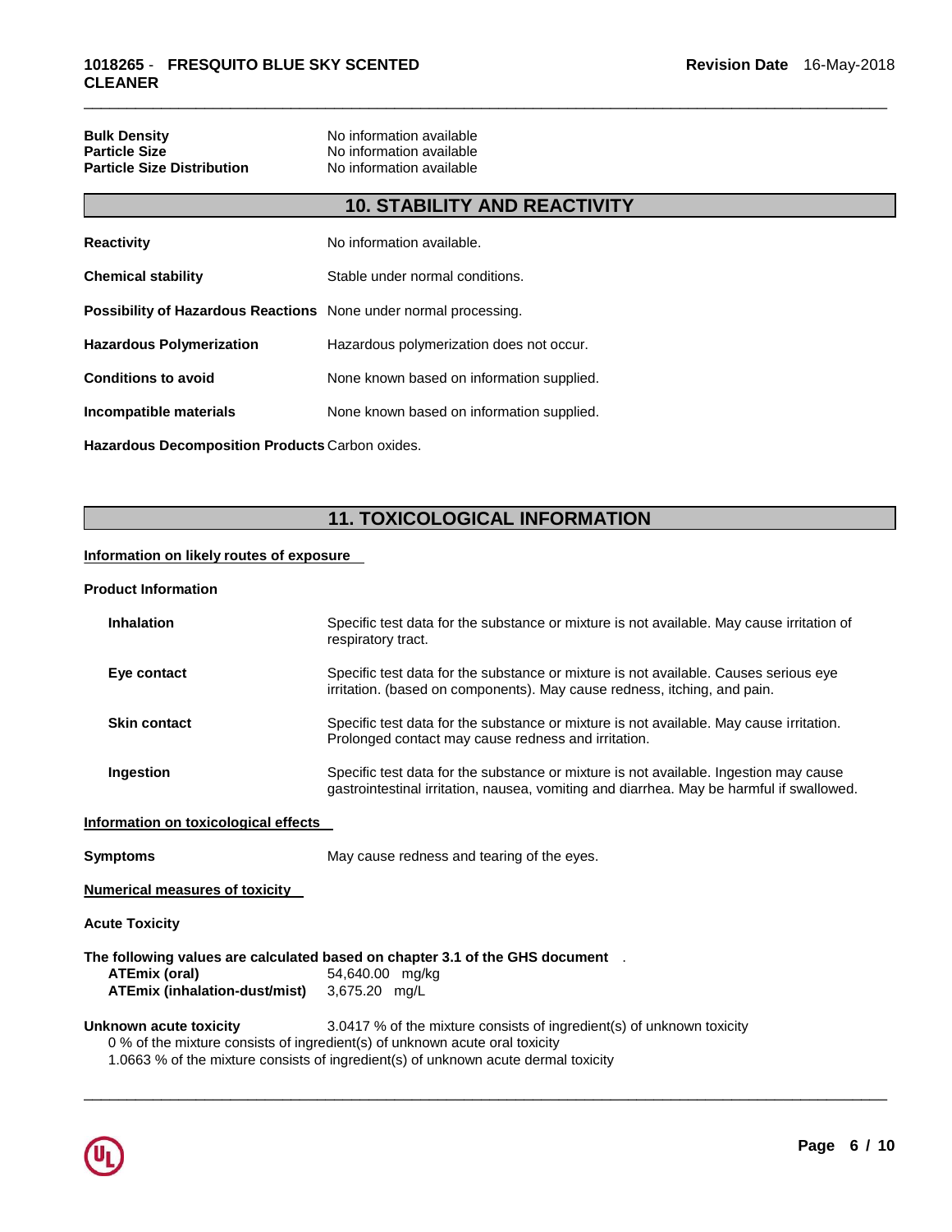| | |
|---|---|
| **Bulk Density** | No information available |
| **Particle Size** | No information available |
| **Particle Size Distribution** | No information available |

## 10. STABILITY AND REACTIVITY

| | |
|---|---|
| **Reactivity** | No information available. |
| **Chemical stability** | Stable under normal conditions. |
| **Possibility of Hazardous Reactions** | None under normal processing. |
| **Hazardous Polymerization** | Hazardous polymerization does not occur. |
| **Conditions to avoid** | None known based on information supplied. |
| **Incompatible materials** | None known based on information supplied. |
| **Hazardous Decomposition Products** | Carbon oxides. |

## 11. TOXICOLOGICAL INFORMATION

**Information on likely routes of exposure**

**Product Information**

| | |
|---|---|
| **Inhalation** | Specific test data for the substance or mixture is not available. May cause irritation of respiratory tract. |
| **Eye contact** | Specific test data for the substance or mixture is not available. Causes serious eye irritation. (based on components). May cause redness, itching, and pain. |
| **Skin contact** | Specific test data for the substance or mixture is not available. May cause irritation. Prolonged contact may cause redness and irritation. |
| **Ingestion** | Specific test data for the substance or mixture is not available. Ingestion may cause gastrointestinal irritation, nausea, vomiting and diarrhea. May be harmful if swallowed. |

**Information on toxicological effects**

**Symptoms** May cause redness and tearing of the eyes.

**Numerical measures of toxicity**

**Acute Toxicity**

**The following values are calculated based on chapter 3.1 of the GHS document** .

| | |
|---|---|
| **ATEmix (oral)** | 54,640.00 mg/kg |
| **ATEmix (inhalation-dust/mist)** | 3,675.20 mg/L |

**Unknown acute toxicity** 3.0417 % of the mixture consists of ingredient(s) of unknown toxicity

0 % of the mixture consists of ingredient(s) of unknown acute oral toxicity

1.0663 % of the mixture consists of ingredient(s) of unknown acute dermal toxicity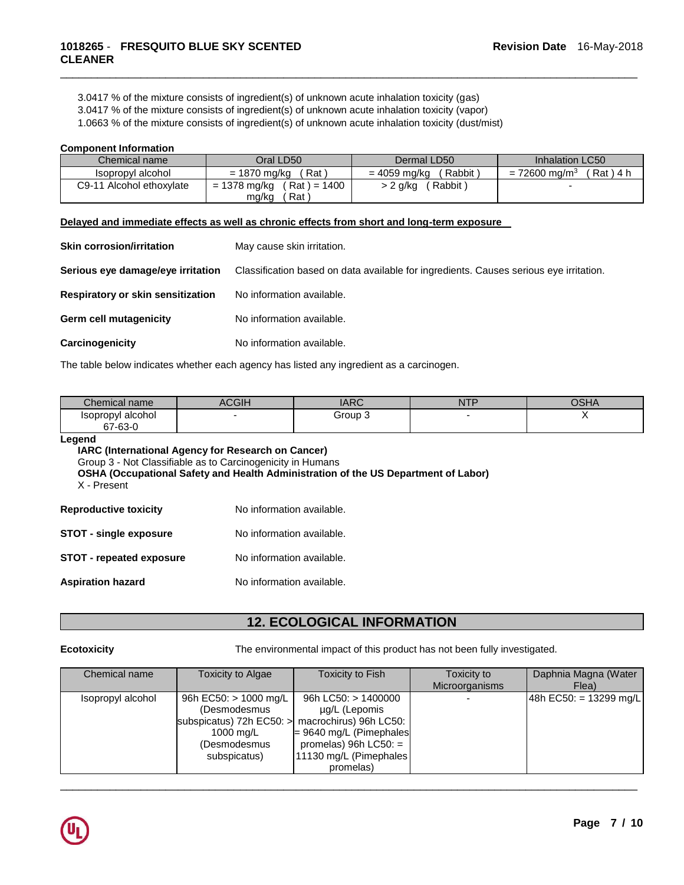3.0417 % of the mixture consists of ingredient(s) of unknown acute inhalation toxicity (gas)
3.0417 % of the mixture consists of ingredient(s) of unknown acute inhalation toxicity (vapor)
1.0663 % of the mixture consists of ingredient(s) of unknown acute inhalation toxicity (dust/mist)

**Component Information**

| Chemical name | Oral LD50 | Dermal LD50 | Inhalation LC50 |
|---|---|---|---|
| Isopropyl alcohol | = 1870 mg/kg ( Rat ) | = 4059 mg/kg ( Rabbit ) | = 72600 mg/m$^3$ ( Rat ) 4 h |
| C9-11 Alcohol ethoxylate | = 1378 mg/kg ( Rat ) = 1400 mg/kg ( Rat ) | > 2 g/kg ( Rabbit ) | - |

**Delayed and immediate effects as well as chronic effects from short and long-term exposure**

**Skin corrosion/irritation** May cause skin irritation.

**Serious eye damage/eye irritation** Classification based on data available for ingredients. Causes serious eye irritation.

**Respiratory or skin sensitization** No information available.

**Germ cell mutagenicity** No information available.

**Carcinogenicity** No information available.

The table below indicates whether each agency has listed any ingredient as a carcinogen.

| Chemical name | ACGIH | IARC | NTP | OSHA |
|---|---|---|---|---|
| Isopropyl alcohol 67-63-0 | - | Group 3 | - | X |

**Legend**

**IARC (International Agency for Research on Cancer)**
Group 3 - Not Classifiable as to Carcinogenicity in Humans
**OSHA (Occupational Safety and Health Administration of the US Department of Labor)**
X - Present

**Reproductive toxicity** No information available.

**STOT - single exposure** No information available.

**STOT - repeated exposure** No information available.

**Aspiration hazard** No information available.

## 12. ECOLOGICAL INFORMATION

**Ecotoxicity** The environmental impact of this product has not been fully investigated.

| Chemical name | Toxicity to Algae | Toxicity to Fish | Toxicity to Microorganisms | Daphnia Magna (Water Flea) |
|---|---|---|---|---|
| Isopropyl alcohol | 96h EC50: > 1000 mg/L (Desmodesmus subspicatus) 72h EC50: > 1000 mg/L (Desmodesmus subspicatus) | 96h LC50: > 1400000 µg/L (Lepomis macrochirus) 96h LC50: = 9640 mg/L (Pimephales promelas) 96h LC50: = 11130 mg/L (Pimephales promelas) | - | 48h EC50: = 13299 mg/L |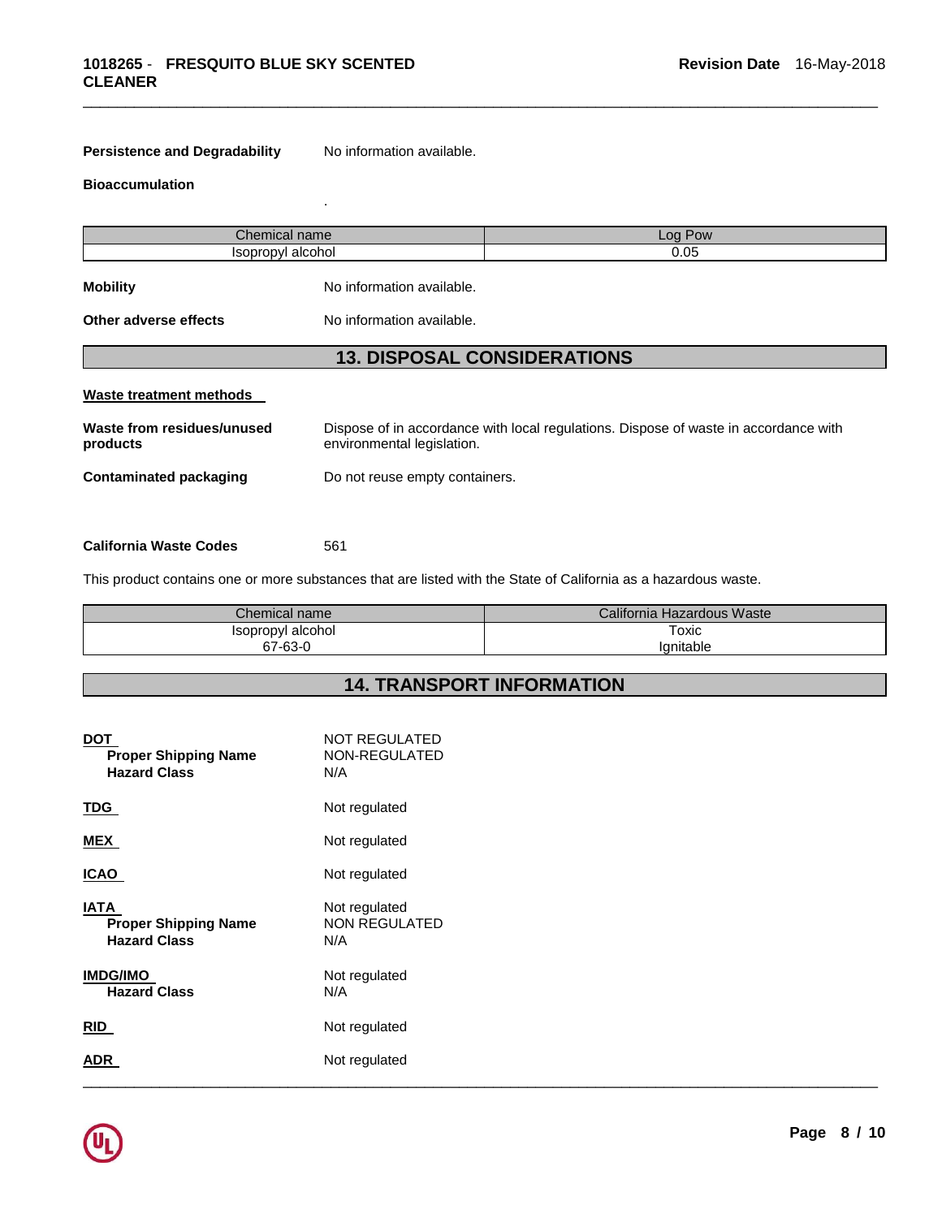**Persistence and Degradability** No information available.

**Bioaccumulation**

.

| Chemical name | Log Pow |
|---|---|
| Isopropyl alcohol | 0.05 |

**Mobility** No information available.

**Other adverse effects** No information available.

## 13. DISPOSAL CONSIDERATIONS

**Waste treatment methods**

**Waste from residues/unused products** Dispose of in accordance with local regulations. Dispose of waste in accordance with environmental legislation.

**Contaminated packaging** Do not reuse empty containers.

**California Waste Codes** 561

This product contains one or more substances that are listed with the State of California as a hazardous waste.

| Chemical name | California Hazardous Waste |
|---|---|
| Isopropyl alcohol<br>67-63-0 | Toxic<br>Ignitable |

## 14. TRANSPORT INFORMATION

**DOT** NOT REGULATED
**Proper Shipping Name** NON-REGULATED
**Hazard Class** N/A

**TDG** Not regulated

**MEX** Not regulated

**ICAO** Not regulated

**IATA** Not regulated
**Proper Shipping Name** NON REGULATED
**Hazard Class** N/A

**IMDG/IMO** Not regulated
**Hazard Class** N/A

**RID** Not regulated

**ADR** Not regulated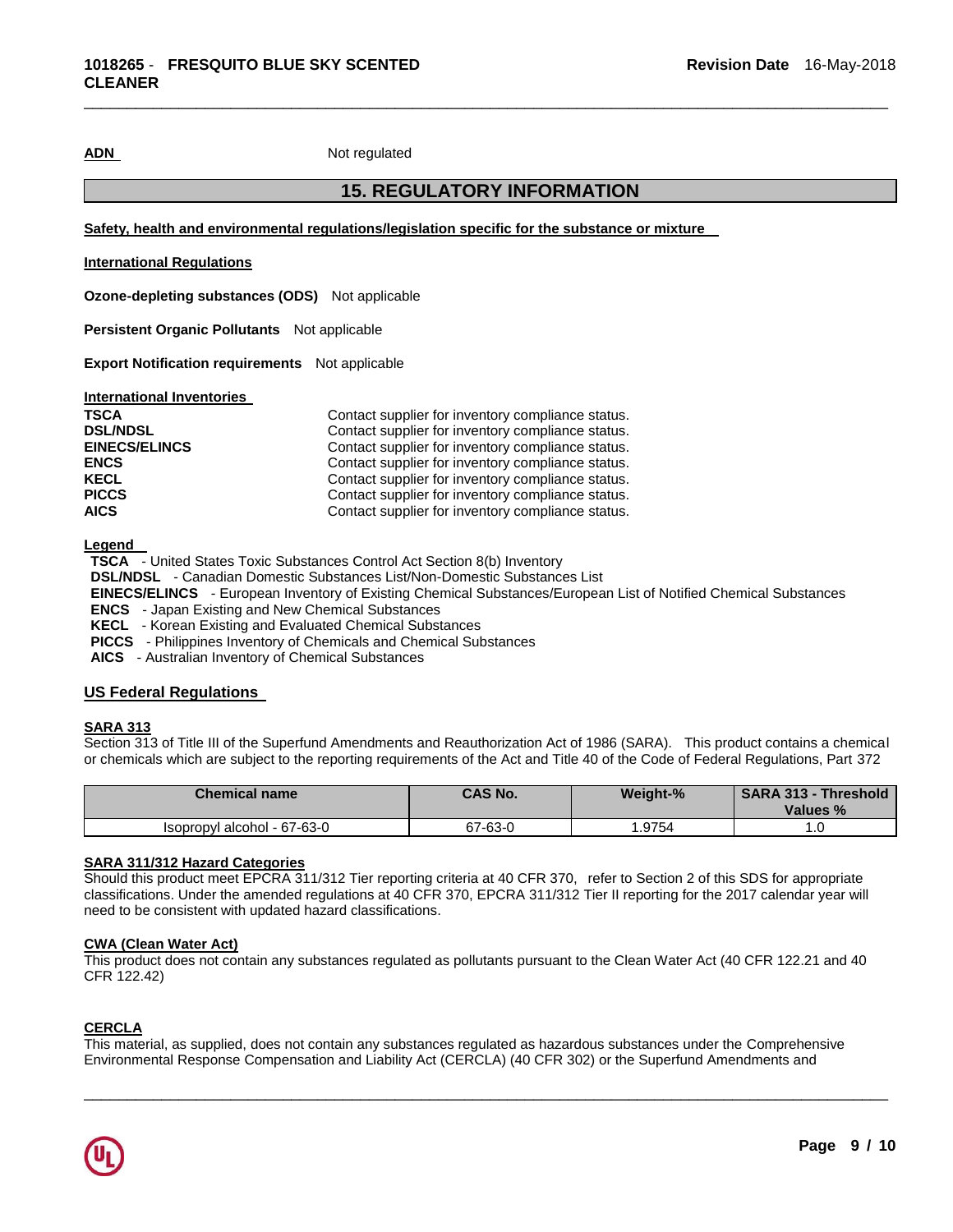**ADN** Not regulated

## 15. REGULATORY INFORMATION

**Safety, health and environmental regulations/legislation specific for the substance or mixture**

**International Regulations**

**Ozone-depleting substances (ODS)** Not applicable

**Persistent Organic Pollutants** Not applicable

**Export Notification requirements** Not applicable

**International Inventories**

| | |
|---|---|
| **TSCA** | Contact supplier for inventory compliance status. |
| **DSL/NDSL** | Contact supplier for inventory compliance status. |
| **EINECS/ELINCS** | Contact supplier for inventory compliance status. |
| **ENCS** | Contact supplier for inventory compliance status. |
| **KECL** | Contact supplier for inventory compliance status. |
| **PICCS** | Contact supplier for inventory compliance status. |
| **AICS** | Contact supplier for inventory compliance status. |

**Legend**

**TSCA** - United States Toxic Substances Control Act Section 8(b) Inventory
**DSL/NDSL** - Canadian Domestic Substances List/Non-Domestic Substances List
**EINECS/ELINCS** - European Inventory of Existing Chemical Substances/European List of Notified Chemical Substances
**ENCS** - Japan Existing and New Chemical Substances
**KECL** - Korean Existing and Evaluated Chemical Substances
**PICCS** - Philippines Inventory of Chemicals and Chemical Substances
**AICS** - Australian Inventory of Chemical Substances

### US Federal Regulations

**SARA 313**

Section 313 of Title III of the Superfund Amendments and Reauthorization Act of 1986 (SARA). This product contains a chemical or chemicals which are subject to the reporting requirements of the Act and Title 40 of the Code of Federal Regulations, Part 372

| Chemical name | CAS No. | Weight-% | SARA 313 - Threshold Values % |
|---|---|---|---|
| Isopropyl alcohol - 67-63-0 | 67-63-0 | 1.9754 | 1.0 |

**SARA 311/312 Hazard Categories**

Should this product meet EPCRA 311/312 Tier reporting criteria at 40 CFR 370, refer to Section 2 of this SDS for appropriate classifications. Under the amended regulations at 40 CFR 370, EPCRA 311/312 Tier II reporting for the 2017 calendar year will need to be consistent with updated hazard classifications.

**CWA (Clean Water Act)**

This product does not contain any substances regulated as pollutants pursuant to the Clean Water Act (40 CFR 122.21 and 40 CFR 122.42)

**CERCLA**

This material, as supplied, does not contain any substances regulated as hazardous substances under the Comprehensive Environmental Response Compensation and Liability Act (CERCLA) (40 CFR 302) or the Superfund Amendments and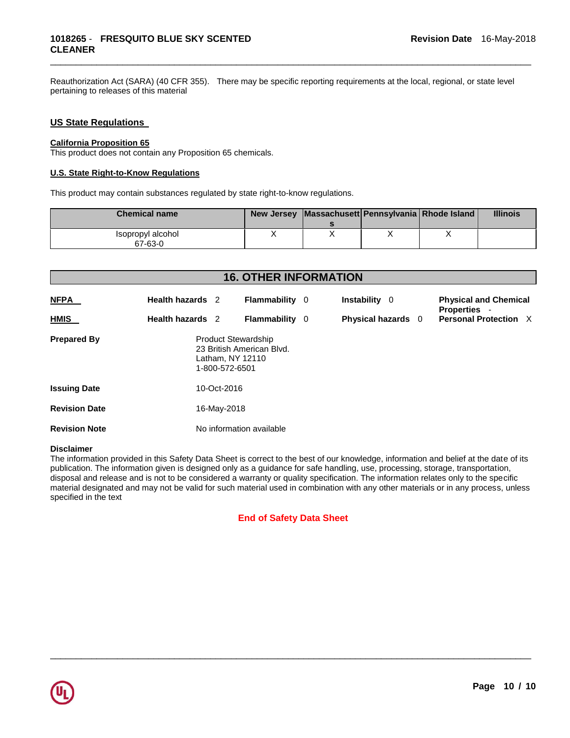Reauthorization Act (SARA) (40 CFR 355). There may be specific reporting requirements at the local, regional, or state level pertaining to releases of this material

## US State Regulations

### California Proposition 65

This product does not contain any Proposition 65 chemicals.

### U.S. State Right-to-Know Regulations

This product may contain substances regulated by state right-to-know regulations.

| Chemical name | New Jersey | Massachusetts | Pennsylvania | Rhode Island | Illinois |
|---|---|---|---|---|---|
| Isopropyl alcohol 67-63-0 | X | X | X | X | |

# 16. OTHER INFORMATION

| | | | | |
|---|---|---|---|---|
| **NFPA** | **Health hazards** 2 | **Flammability** 0 | **Instability** 0 | **Physical and Chemical Properties** - |
| **HMIS** | **Health hazards** 2 | **Flammability** 0 | **Physical hazards** 0 | **Personal Protection** X |

**Prepared By**
Product Stewardship
23 British American Blvd.
Latham, NY 12110
1-800-572-6501

**Issuing Date** 10-Oct-2016

**Revision Date** 16-May-2018

**Revision Note** No information available

**Disclaimer**
The information provided in this Safety Data Sheet is correct to the best of our knowledge, information and belief at the date of its publication. The information given is designed only as a guidance for safe handling, use, processing, storage, transportation, disposal and release and is not to be considered a warranty or quality specification. The information relates only to the specific material designated and may not be valid for such material used in combination with any other materials or in any process, unless specified in the text

**End of Safety Data Sheet**